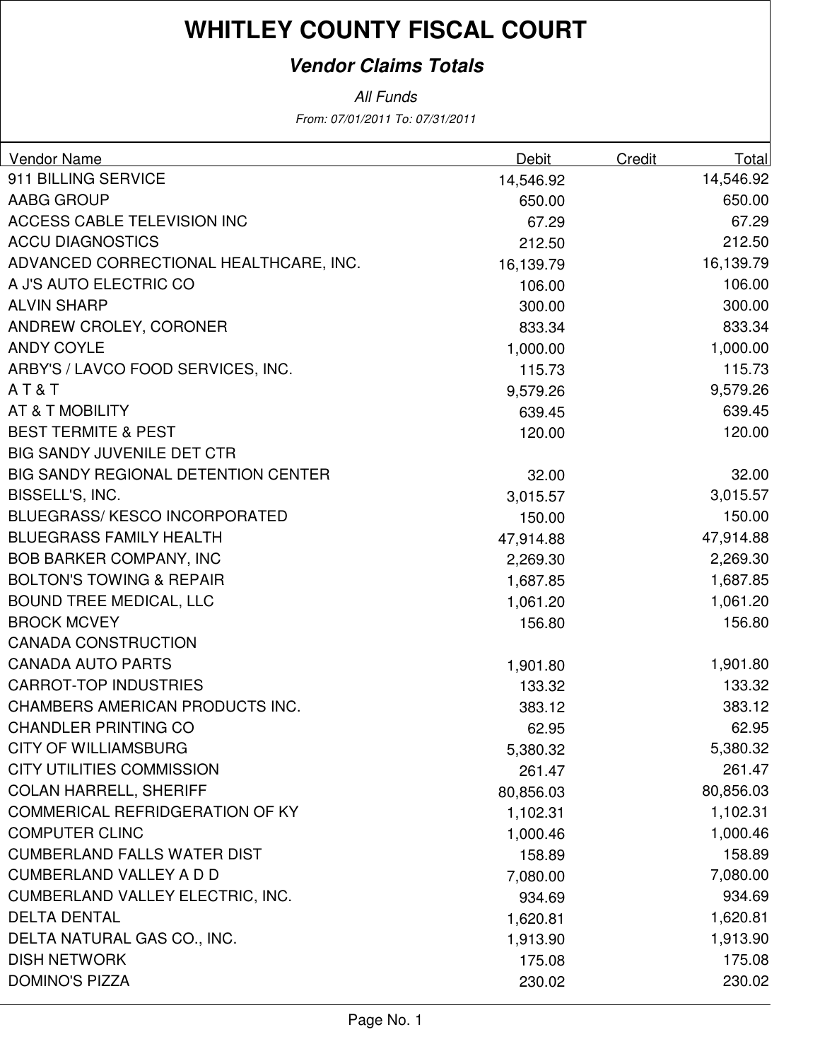# WHITLEY COUNTY FISCAL COURT

## *Vendor Claims Totals*

*All Funds*

*From: 07/01/2011 To: 07/31/2011*

| Vendor Name | Debit | Credit | Total |
|---|---|---|---|
| 911 BILLING SERVICE | 14,546.92 | | 14,546.92 |
| AABG GROUP | 650.00 | | 650.00 |
| ACCESS CABLE TELEVISION INC | 67.29 | | 67.29 |
| ACCU DIAGNOSTICS | 212.50 | | 212.50 |
| ADVANCED CORRECTIONAL HEALTHCARE, INC. | 16,139.79 | | 16,139.79 |
| A J'S AUTO ELECTRIC CO | 106.00 | | 106.00 |
| ALVIN SHARP | 300.00 | | 300.00 |
| ANDREW CROLEY, CORONER | 833.34 | | 833.34 |
| ANDY COYLE | 1,000.00 | | 1,000.00 |
| ARBY'S / LAVCO FOOD SERVICES, INC. | 115.73 | | 115.73 |
| A T & T | 9,579.26 | | 9,579.26 |
| AT & T MOBILITY | 639.45 | | 639.45 |
| BEST TERMITE & PEST | 120.00 | | 120.00 |
| BIG SANDY JUVENILE DET CTR | | | |
| BIG SANDY REGIONAL DETENTION CENTER | 32.00 | | 32.00 |
| BISSELL'S, INC. | 3,015.57 | | 3,015.57 |
| BLUEGRASS/ KESCO INCORPORATED | 150.00 | | 150.00 |
| BLUEGRASS FAMILY HEALTH | 47,914.88 | | 47,914.88 |
| BOB BARKER COMPANY, INC | 2,269.30 | | 2,269.30 |
| BOLTON'S TOWING & REPAIR | 1,687.85 | | 1,687.85 |
| BOUND TREE MEDICAL, LLC | 1,061.20 | | 1,061.20 |
| BROCK MCVEY | 156.80 | | 156.80 |
| CANADA CONSTRUCTION | | | |
| CANADA AUTO PARTS | 1,901.80 | | 1,901.80 |
| CARROT-TOP INDUSTRIES | 133.32 | | 133.32 |
| CHAMBERS AMERICAN PRODUCTS INC. | 383.12 | | 383.12 |
| CHANDLER PRINTING CO | 62.95 | | 62.95 |
| CITY OF WILLIAMSBURG | 5,380.32 | | 5,380.32 |
| CITY UTILITIES COMMISSION | 261.47 | | 261.47 |
| COLAN HARRELL, SHERIFF | 80,856.03 | | 80,856.03 |
| COMMERICAL REFRIDGERATION OF KY | 1,102.31 | | 1,102.31 |
| COMPUTER CLINC | 1,000.46 | | 1,000.46 |
| CUMBERLAND FALLS WATER DIST | 158.89 | | 158.89 |
| CUMBERLAND VALLEY A D D | 7,080.00 | | 7,080.00 |
| CUMBERLAND VALLEY ELECTRIC, INC. | 934.69 | | 934.69 |
| DELTA DENTAL | 1,620.81 | | 1,620.81 |
| DELTA NATURAL GAS CO., INC. | 1,913.90 | | 1,913.90 |
| DISH NETWORK | 175.08 | | 175.08 |
| DOMINO'S PIZZA | 230.02 | | 230.02 |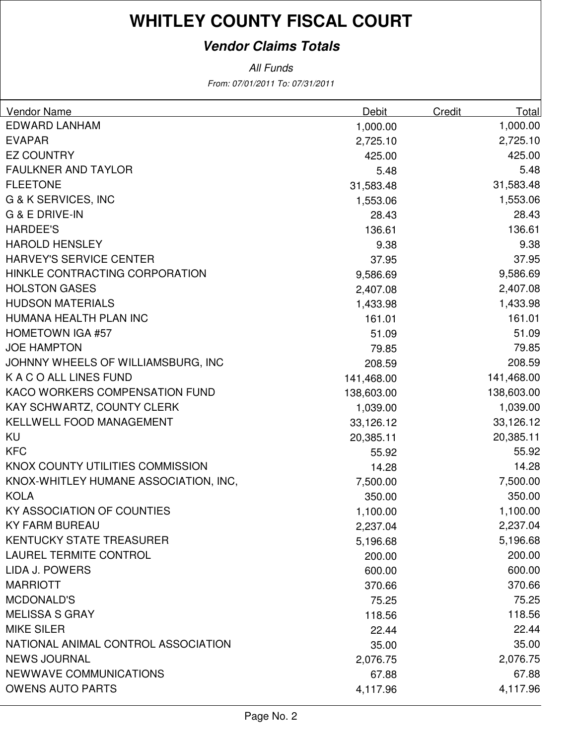# WHITLEY COUNTY FISCAL COURT

## *Vendor Claims Totals*

*All Funds*

*From: 07/01/2011 To: 07/31/2011*

| Vendor Name | Debit | Credit | Total |
|---|---|---|---|
| EDWARD LANHAM | 1,000.00 | | 1,000.00 |
| EVAPAR | 2,725.10 | | 2,725.10 |
| EZ COUNTRY | 425.00 | | 425.00 |
| FAULKNER AND TAYLOR | 5.48 | | 5.48 |
| FLEETONE | 31,583.48 | | 31,583.48 |
| G & K SERVICES, INC | 1,553.06 | | 1,553.06 |
| G & E DRIVE-IN | 28.43 | | 28.43 |
| HARDEE'S | 136.61 | | 136.61 |
| HAROLD HENSLEY | 9.38 | | 9.38 |
| HARVEY'S SERVICE CENTER | 37.95 | | 37.95 |
| HINKLE CONTRACTING CORPORATION | 9,586.69 | | 9,586.69 |
| HOLSTON GASES | 2,407.08 | | 2,407.08 |
| HUDSON MATERIALS | 1,433.98 | | 1,433.98 |
| HUMANA HEALTH PLAN INC | 161.01 | | 161.01 |
| HOMETOWN IGA #57 | 51.09 | | 51.09 |
| JOE HAMPTON | 79.85 | | 79.85 |
| JOHNNY WHEELS OF WILLIAMSBURG, INC | 208.59 | | 208.59 |
| K A C O ALL LINES FUND | 141,468.00 | | 141,468.00 |
| KACO WORKERS COMPENSATION FUND | 138,603.00 | | 138,603.00 |
| KAY SCHWARTZ, COUNTY CLERK | 1,039.00 | | 1,039.00 |
| KELLWELL FOOD MANAGEMENT | 33,126.12 | | 33,126.12 |
| KU | 20,385.11 | | 20,385.11 |
| KFC | 55.92 | | 55.92 |
| KNOX COUNTY UTILITIES COMMISSION | 14.28 | | 14.28 |
| KNOX-WHITLEY HUMANE ASSOCIATION, INC, | 7,500.00 | | 7,500.00 |
| KOLA | 350.00 | | 350.00 |
| KY ASSOCIATION OF COUNTIES | 1,100.00 | | 1,100.00 |
| KY FARM BUREAU | 2,237.04 | | 2,237.04 |
| KENTUCKY STATE TREASURER | 5,196.68 | | 5,196.68 |
| LAUREL TERMITE CONTROL | 200.00 | | 200.00 |
| LIDA J. POWERS | 600.00 | | 600.00 |
| MARRIOTT | 370.66 | | 370.66 |
| MCDONALD'S | 75.25 | | 75.25 |
| MELISSA S GRAY | 118.56 | | 118.56 |
| MIKE SILER | 22.44 | | 22.44 |
| NATIONAL ANIMAL CONTROL ASSOCIATION | 35.00 | | 35.00 |
| NEWS JOURNAL | 2,076.75 | | 2,076.75 |
| NEWWAVE COMMUNICATIONS | 67.88 | | 67.88 |
| OWENS AUTO PARTS | 4,117.96 | | 4,117.96 |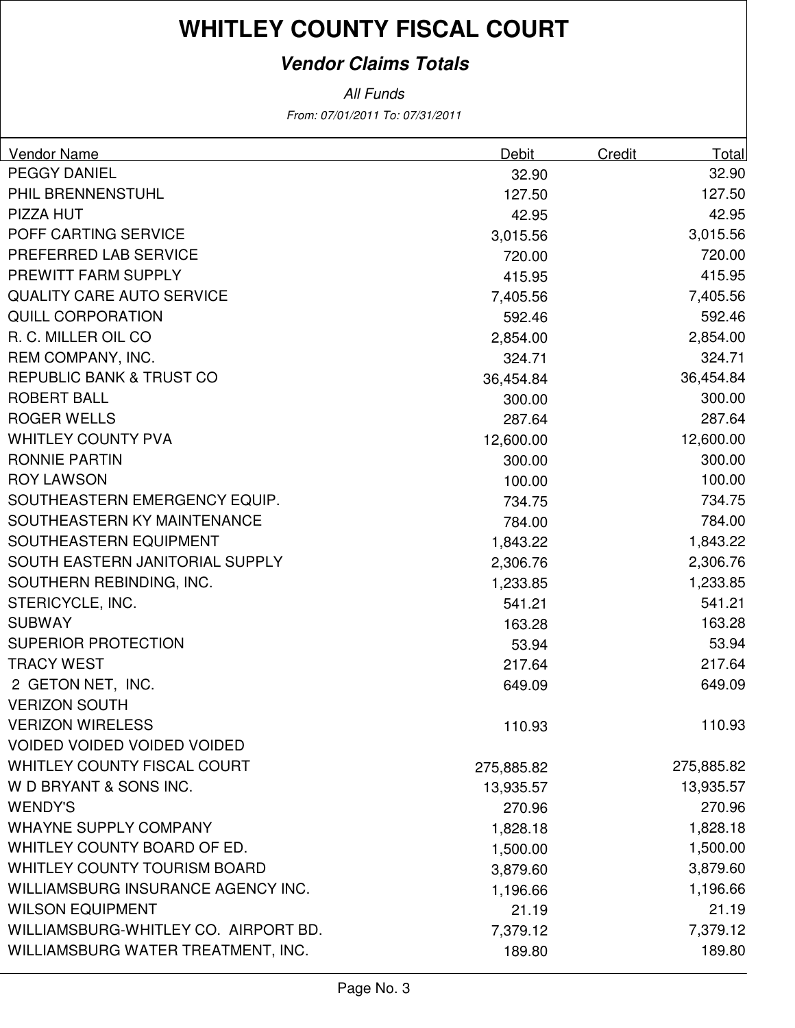# WHITLEY COUNTY FISCAL COURT

## *Vendor Claims Totals*

*All Funds*

*From: 07/01/2011 To: 07/31/2011*

| Vendor Name | Debit | Credit | Total |
|---|---|---|---|
| PEGGY DANIEL | 32.90 | | 32.90 |
| PHIL BRENNENSTUHL | 127.50 | | 127.50 |
| PIZZA HUT | 42.95 | | 42.95 |
| POFF CARTING SERVICE | 3,015.56 | | 3,015.56 |
| PREFERRED LAB SERVICE | 720.00 | | 720.00 |
| PREWITT FARM SUPPLY | 415.95 | | 415.95 |
| QUALITY CARE AUTO SERVICE | 7,405.56 | | 7,405.56 |
| QUILL CORPORATION | 592.46 | | 592.46 |
| R. C. MILLER OIL CO | 2,854.00 | | 2,854.00 |
| REM COMPANY, INC. | 324.71 | | 324.71 |
| REPUBLIC BANK & TRUST CO | 36,454.84 | | 36,454.84 |
| ROBERT BALL | 300.00 | | 300.00 |
| ROGER WELLS | 287.64 | | 287.64 |
| WHITLEY COUNTY PVA | 12,600.00 | | 12,600.00 |
| RONNIE PARTIN | 300.00 | | 300.00 |
| ROY LAWSON | 100.00 | | 100.00 |
| SOUTHEASTERN EMERGENCY EQUIP. | 734.75 | | 734.75 |
| SOUTHEASTERN KY MAINTENANCE | 784.00 | | 784.00 |
| SOUTHEASTERN EQUIPMENT | 1,843.22 | | 1,843.22 |
| SOUTH EASTERN JANITORIAL SUPPLY | 2,306.76 | | 2,306.76 |
| SOUTHERN REBINDING, INC. | 1,233.85 | | 1,233.85 |
| STERICYCLE, INC. | 541.21 | | 541.21 |
| SUBWAY | 163.28 | | 163.28 |
| SUPERIOR PROTECTION | 53.94 | | 53.94 |
| TRACY WEST | 217.64 | | 217.64 |
| 2 GETON NET, INC. | 649.09 | | 649.09 |
| VERIZON SOUTH | | | |
| VERIZON WIRELESS | 110.93 | | 110.93 |
| VOIDED VOIDED VOIDED VOIDED | | | |
| WHITLEY COUNTY FISCAL COURT | 275,885.82 | | 275,885.82 |
| W D BRYANT & SONS INC. | 13,935.57 | | 13,935.57 |
| WENDY'S | 270.96 | | 270.96 |
| WHAYNE SUPPLY COMPANY | 1,828.18 | | 1,828.18 |
| WHITLEY COUNTY BOARD OF ED. | 1,500.00 | | 1,500.00 |
| WHITLEY COUNTY TOURISM BOARD | 3,879.60 | | 3,879.60 |
| WILLIAMSBURG INSURANCE AGENCY INC. | 1,196.66 | | 1,196.66 |
| WILSON EQUIPMENT | 21.19 | | 21.19 |
| WILLIAMSBURG-WHITLEY CO. AIRPORT BD. | 7,379.12 | | 7,379.12 |
| WILLIAMSBURG WATER TREATMENT, INC. | 189.80 | | 189.80 |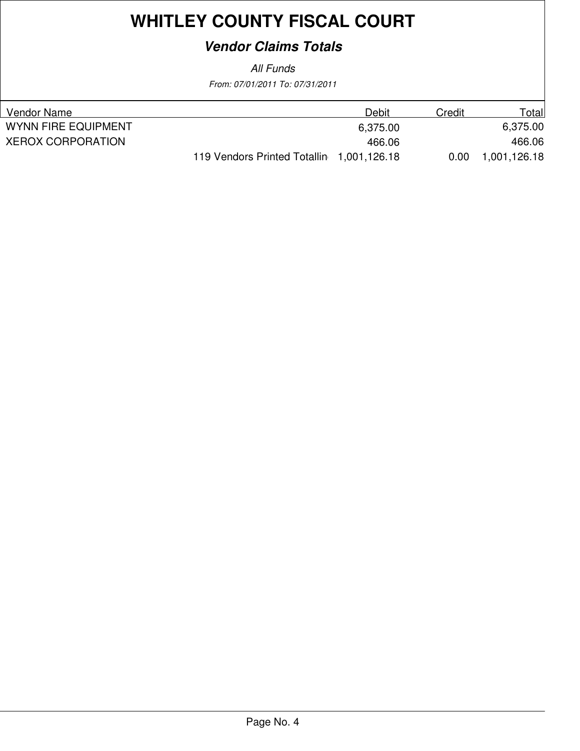# WHITLEY COUNTY FISCAL COURT

## *Vendor Claims Totals*

*All Funds*

*From: 07/01/2011 To: 07/31/2011*

| Vendor Name | | Debit | Credit | Total |
|---|---|---|---|---|
| WYNN FIRE EQUIPMENT | | 6,375.00 | | 6,375.00 |
| XEROX CORPORATION | | 466.06 | | 466.06 |
| | 119 Vendors Printed Totallin | 1,001,126.18 | 0.00 | 1,001,126.18 |